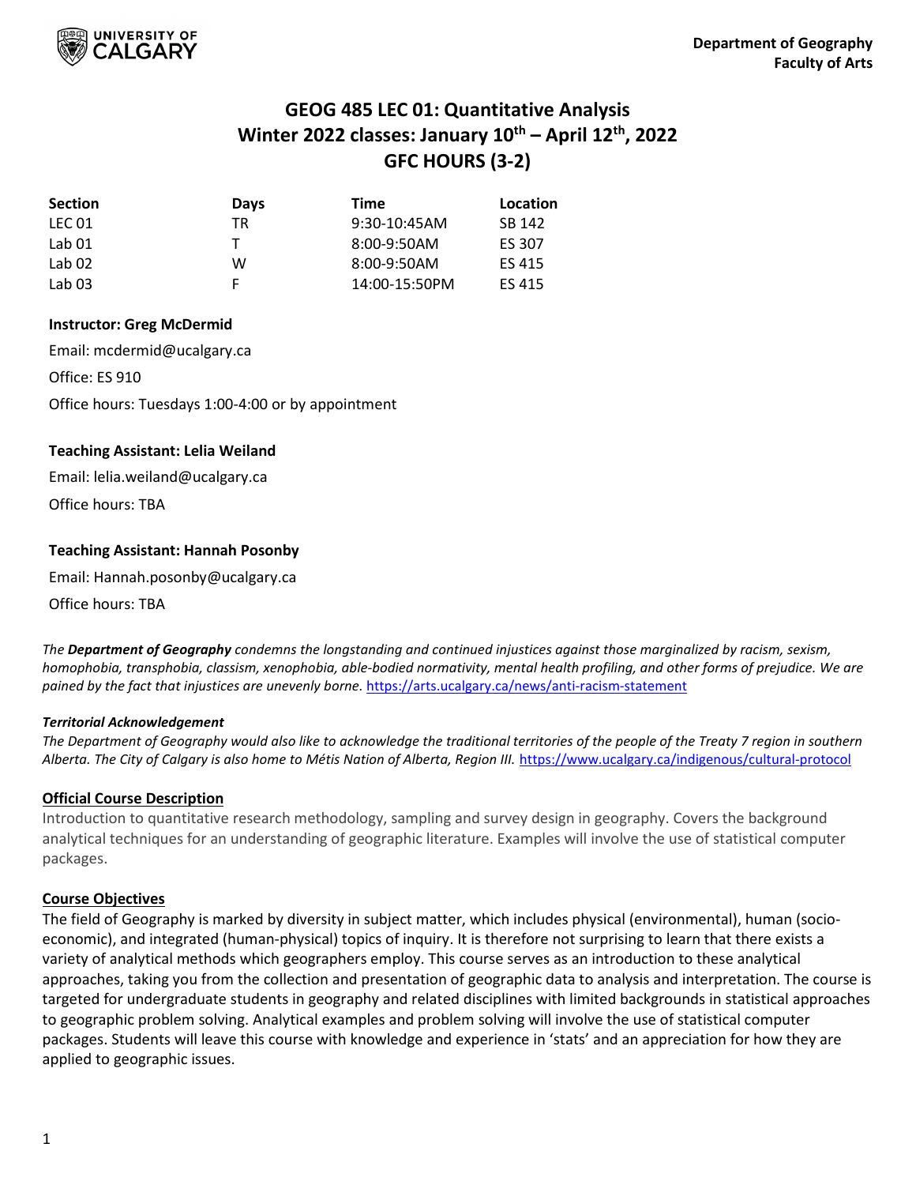Department of Geography
Faculty of Arts

# GEOG 485 LEC 01: Quantitative Analysis
## Winter 2022 classes: January 10th – April 12th, 2022
## GFC HOURS (3-2)

| Section | Days | Time | Location |
|---|---|---|---|
| LEC 01 | TR | 9:30-10:45AM | SB 142 |
| Lab 01 | T | 8:00-9:50AM | ES 307 |
| Lab 02 | W | 8:00-9:50AM | ES 415 |
| Lab 03 | F | 14:00-15:50PM | ES 415 |

**Instructor: Greg McDermid**

Email: mcdermid@ucalgary.ca

Office: ES 910

Office hours: Tuesdays 1:00-4:00 or by appointment

**Teaching Assistant: Lelia Weiland**

Email: lelia.weiland@ucalgary.ca

Office hours: TBA

**Teaching Assistant: Hannah Posonby**

Email: Hannah.posonby@ucalgary.ca

Office hours: TBA

*The **Department of Geography** condemns the longstanding and continued injustices against those marginalized by racism, sexism, homophobia, transphobia, classism, xenophobia, able-bodied normativity, mental health profiling, and other forms of prejudice. We are pained by the fact that injustices are unevenly borne.* https://arts.ucalgary.ca/news/anti-racism-statement

***Territorial Acknowledgement***

*The Department of Geography would also like to acknowledge the traditional territories of the people of the Treaty 7 region in southern Alberta. The City of Calgary is also home to Métis Nation of Alberta, Region III.* https://www.ucalgary.ca/indigenous/cultural-protocol

## Official Course Description

Introduction to quantitative research methodology, sampling and survey design in geography. Covers the background analytical techniques for an understanding of geographic literature. Examples will involve the use of statistical computer packages.

## Course Objectives

The field of Geography is marked by diversity in subject matter, which includes physical (environmental), human (socio-economic), and integrated (human-physical) topics of inquiry. It is therefore not surprising to learn that there exists a variety of analytical methods which geographers employ. This course serves as an introduction to these analytical approaches, taking you from the collection and presentation of geographic data to analysis and interpretation. The course is targeted for undergraduate students in geography and related disciplines with limited backgrounds in statistical approaches to geographic problem solving. Analytical examples and problem solving will involve the use of statistical computer packages. Students will leave this course with knowledge and experience in 'stats' and an appreciation for how they are applied to geographic issues.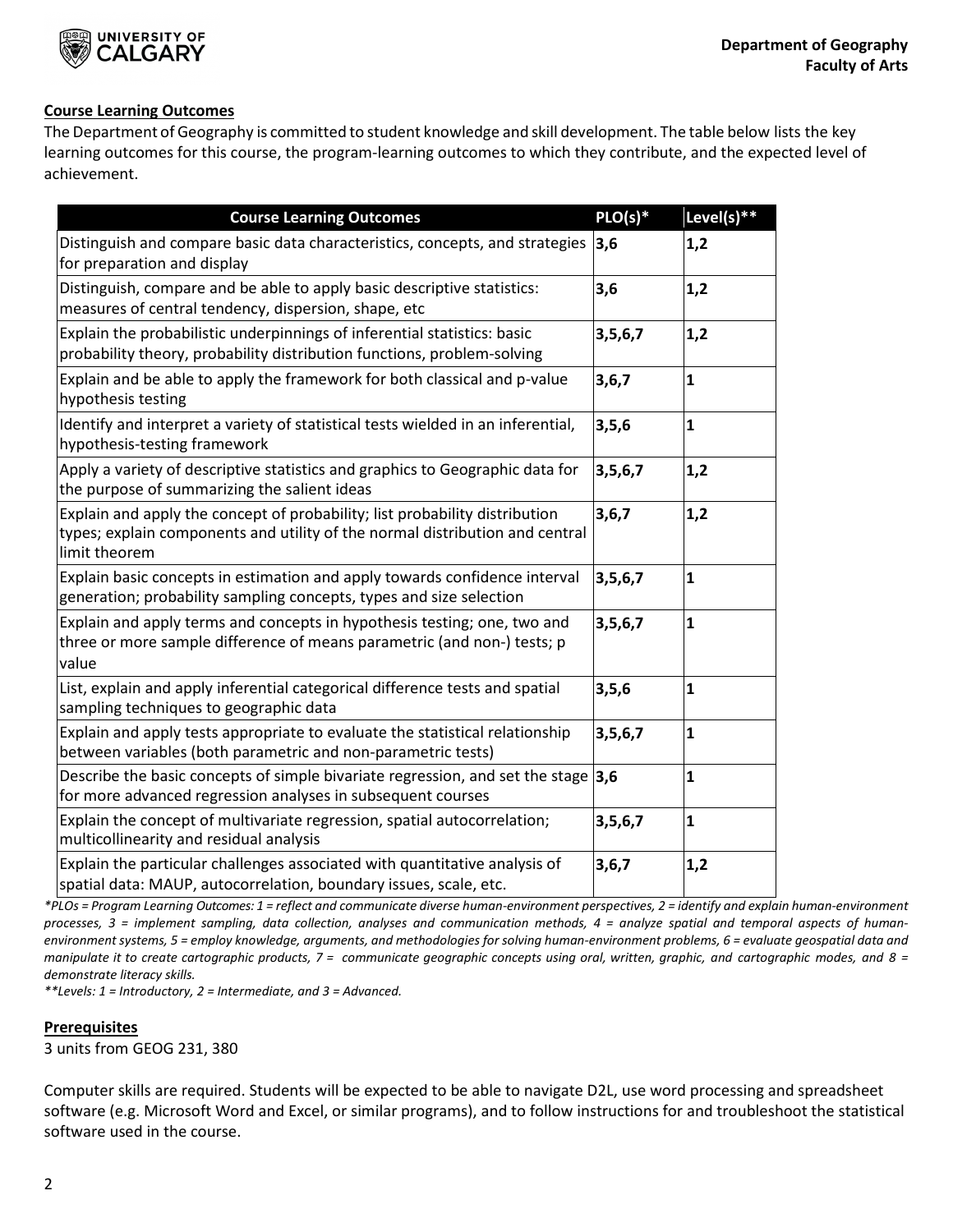## Course Learning Outcomes

The Department of Geography is committed to student knowledge and skill development. The table below lists the key learning outcomes for this course, the program-learning outcomes to which they contribute, and the expected level of achievement.

| Course Learning Outcomes | PLO(s)* | Level(s)** |
|---|---|---|
| Distinguish and compare basic data characteristics, concepts, and strategies for preparation and display | **3,6** | **1,2** |
| Distinguish, compare and be able to apply basic descriptive statistics: measures of central tendency, dispersion, shape, etc | **3,6** | **1,2** |
| Explain the probabilistic underpinnings of inferential statistics: basic probability theory, probability distribution functions, problem-solving | **3,5,6,7** | **1,2** |
| Explain and be able to apply the framework for both classical and p-value hypothesis testing | **3,6,7** | **1** |
| Identify and interpret a variety of statistical tests wielded in an inferential, hypothesis-testing framework | **3,5,6** | **1** |
| Apply a variety of descriptive statistics and graphics to Geographic data for the purpose of summarizing the salient ideas | **3,5,6,7** | **1,2** |
| Explain and apply the concept of probability; list probability distribution types; explain components and utility of the normal distribution and central limit theorem | **3,6,7** | **1,2** |
| Explain basic concepts in estimation and apply towards confidence interval generation; probability sampling concepts, types and size selection | **3,5,6,7** | **1** |
| Explain and apply terms and concepts in hypothesis testing; one, two and three or more sample difference of means parametric (and non-) tests; p value | **3,5,6,7** | **1** |
| List, explain and apply inferential categorical difference tests and spatial sampling techniques to geographic data | **3,5,6** | **1** |
| Explain and apply tests appropriate to evaluate the statistical relationship between variables (both parametric and non-parametric tests) | **3,5,6,7** | **1** |
| Describe the basic concepts of simple bivariate regression, and set the stage for more advanced regression analyses in subsequent courses | **3,6** | **1** |
| Explain the concept of multivariate regression, spatial autocorrelation; multicollinearity and residual analysis | **3,5,6,7** | **1** |
| Explain the particular challenges associated with quantitative analysis of spatial data: MAUP, autocorrelation, boundary issues, scale, etc. | **3,6,7** | **1,2** |

*\*PLOs = Program Learning Outcomes: 1 = reflect and communicate diverse human-environment perspectives, 2 = identify and explain human-environment processes, 3 = implement sampling, data collection, analyses and communication methods, 4 = analyze spatial and temporal aspects of human-environment systems, 5 = employ knowledge, arguments, and methodologies for solving human-environment problems, 6 = evaluate geospatial data and manipulate it to create cartographic products, 7 = communicate geographic concepts using oral, written, graphic, and cartographic modes, and 8 = demonstrate literacy skills.*

*\*\*Levels: 1 = Introductory, 2 = Intermediate, and 3 = Advanced.*

## Prerequisites

3 units from GEOG 231, 380

Computer skills are required. Students will be expected to be able to navigate D2L, use word processing and spreadsheet software (e.g. Microsoft Word and Excel, or similar programs), and to follow instructions for and troubleshoot the statistical software used in the course.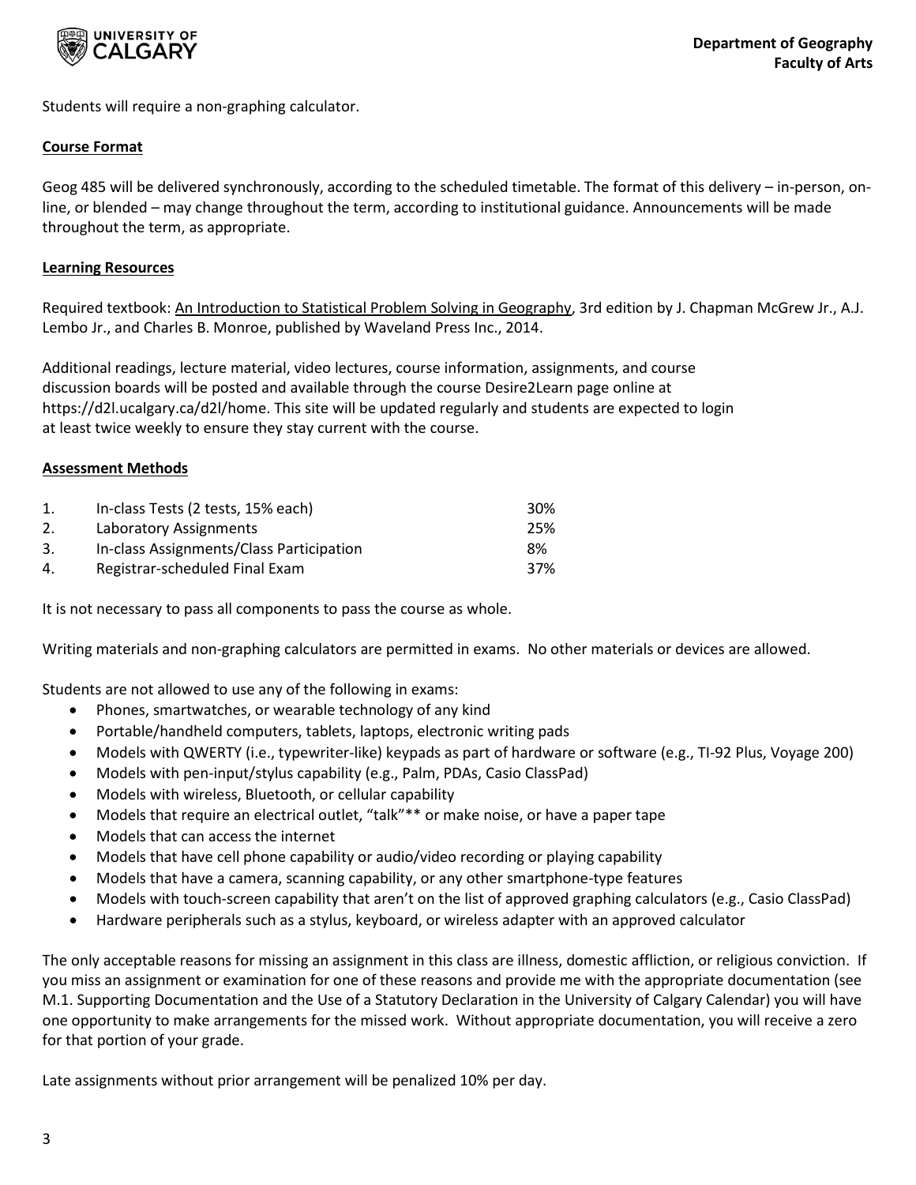Students will require a non-graphing calculator.

**Course Format**

Geog 485 will be delivered synchronously, according to the scheduled timetable. The format of this delivery – in-person, on-line, or blended – may change throughout the term, according to institutional guidance. Announcements will be made throughout the term, as appropriate.

**Learning Resources**

Required textbook: An Introduction to Statistical Problem Solving in Geography, 3rd edition by J. Chapman McGrew Jr., A.J. Lembo Jr., and Charles B. Monroe, published by Waveland Press Inc., 2014.

Additional readings, lecture material, video lectures, course information, assignments, and course discussion boards will be posted and available through the course Desire2Learn page online at https://d2l.ucalgary.ca/d2l/home. This site will be updated regularly and students are expected to login at least twice weekly to ensure they stay current with the course.

**Assessment Methods**

| | | |
|---|---|---|
| 1. | In-class Tests (2 tests, 15% each) | 30% |
| 2. | Laboratory Assignments | 25% |
| 3. | In-class Assignments/Class Participation | 8% |
| 4. | Registrar-scheduled Final Exam | 37% |

It is not necessary to pass all components to pass the course as whole.

Writing materials and non-graphing calculators are permitted in exams. No other materials or devices are allowed.

Students are not allowed to use any of the following in exams:

- Phones, smartwatches, or wearable technology of any kind
- Portable/handheld computers, tablets, laptops, electronic writing pads
- Models with QWERTY (i.e., typewriter-like) keypads as part of hardware or software (e.g., TI-92 Plus, Voyage 200)
- Models with pen-input/stylus capability (e.g., Palm, PDAs, Casio ClassPad)
- Models with wireless, Bluetooth, or cellular capability
- Models that require an electrical outlet, "talk"** or make noise, or have a paper tape
- Models that can access the internet
- Models that have cell phone capability or audio/video recording or playing capability
- Models that have a camera, scanning capability, or any other smartphone-type features
- Models with touch-screen capability that aren't on the list of approved graphing calculators (e.g., Casio ClassPad)
- Hardware peripherals such as a stylus, keyboard, or wireless adapter with an approved calculator

The only acceptable reasons for missing an assignment in this class are illness, domestic affliction, or religious conviction. If you miss an assignment or examination for one of these reasons and provide me with the appropriate documentation (see M.1. Supporting Documentation and the Use of a Statutory Declaration in the University of Calgary Calendar) you will have one opportunity to make arrangements for the missed work. Without appropriate documentation, you will receive a zero for that portion of your grade.

Late assignments without prior arrangement will be penalized 10% per day.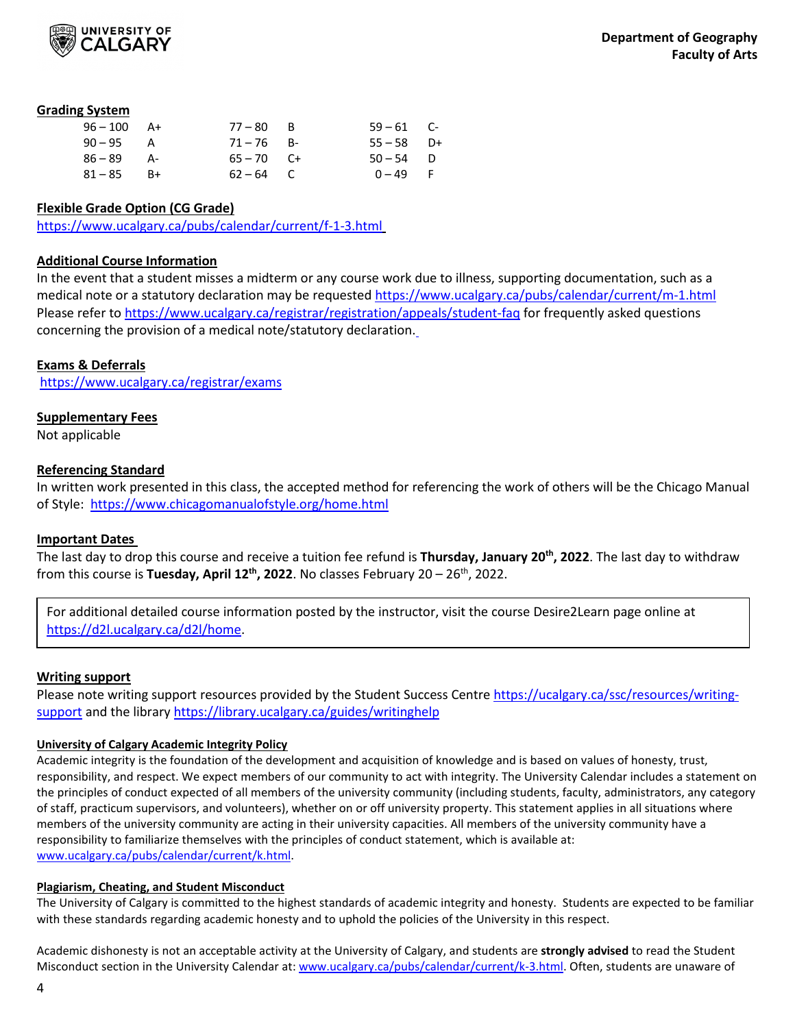### Grading System

| | | | | | |
|---|---|---|---|---|---|
| 96 – 100 | A+ | 77 – 80 | B | 59 – 61 | C- |
| 90 – 95 | A | 71 – 76 | B- | 55 – 58 | D+ |
| 86 – 89 | A- | 65 – 70 | C+ | 50 – 54 | D |
| 81 – 85 | B+ | 62 – 64 | C | 0 – 49 | F |

### Flexible Grade Option (CG Grade)

https://www.ucalgary.ca/pubs/calendar/current/f-1-3.html

### Additional Course Information

In the event that a student misses a midterm or any course work due to illness, supporting documentation, such as a medical note or a statutory declaration may be requested https://www.ucalgary.ca/pubs/calendar/current/m-1.html Please refer to https://www.ucalgary.ca/registrar/registration/appeals/student-faq for frequently asked questions concerning the provision of a medical note/statutory declaration.

### Exams & Deferrals

https://www.ucalgary.ca/registrar/exams

### Supplementary Fees

Not applicable

### Referencing Standard

In written work presented in this class, the accepted method for referencing the work of others will be the Chicago Manual of Style: https://www.chicagomanualofstyle.org/home.html

### Important Dates

The last day to drop this course and receive a tuition fee refund is **Thursday, January 20th, 2022**. The last day to withdraw from this course is **Tuesday, April 12th, 2022**. No classes February 20 – 26th, 2022.

For additional detailed course information posted by the instructor, visit the course Desire2Learn page online at https://d2l.ucalgary.ca/d2l/home.

### Writing support

Please note writing support resources provided by the Student Success Centre https://ucalgary.ca/ssc/resources/writing-support and the library https://library.ucalgary.ca/guides/writinghelp

#### University of Calgary Academic Integrity Policy

Academic integrity is the foundation of the development and acquisition of knowledge and is based on values of honesty, trust, responsibility, and respect. We expect members of our community to act with integrity. The University Calendar includes a statement on the principles of conduct expected of all members of the university community (including students, faculty, administrators, any category of staff, practicum supervisors, and volunteers), whether on or off university property. This statement applies in all situations where members of the university community are acting in their university capacities. All members of the university community have a responsibility to familiarize themselves with the principles of conduct statement, which is available at: www.ucalgary.ca/pubs/calendar/current/k.html.

#### Plagiarism, Cheating, and Student Misconduct

The University of Calgary is committed to the highest standards of academic integrity and honesty. Students are expected to be familiar with these standards regarding academic honesty and to uphold the policies of the University in this respect.

Academic dishonesty is not an acceptable activity at the University of Calgary, and students are **strongly advised** to read the Student Misconduct section in the University Calendar at: www.ucalgary.ca/pubs/calendar/current/k-3.html. Often, students are unaware of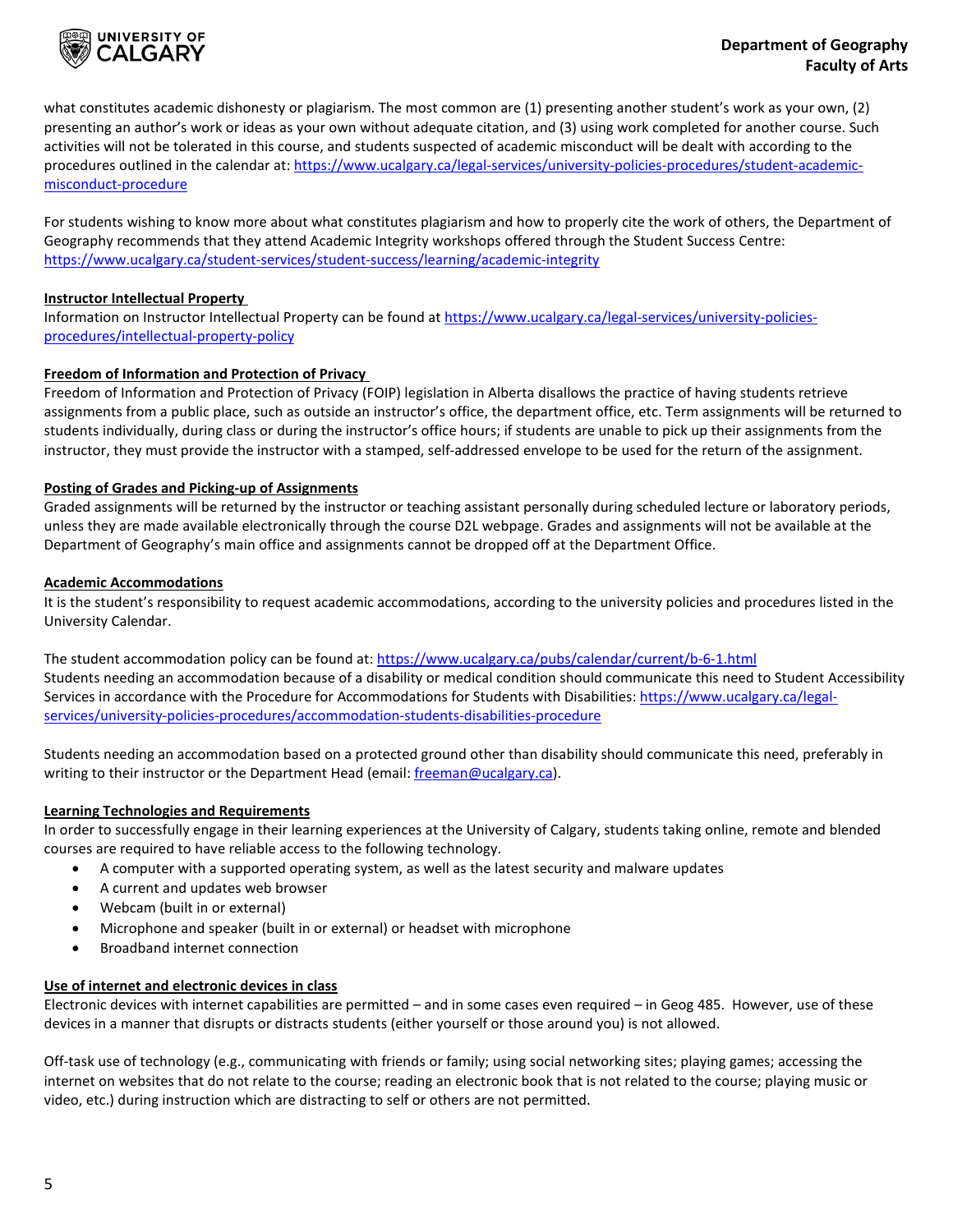what constitutes academic dishonesty or plagiarism. The most common are (1) presenting another student's work as your own, (2) presenting an author's work or ideas as your own without adequate citation, and (3) using work completed for another course. Such activities will not be tolerated in this course, and students suspected of academic misconduct will be dealt with according to the procedures outlined in the calendar at: https://www.ucalgary.ca/legal-services/university-policies-procedures/student-academic-misconduct-procedure

For students wishing to know more about what constitutes plagiarism and how to properly cite the work of others, the Department of Geography recommends that they attend Academic Integrity workshops offered through the Student Success Centre: https://www.ucalgary.ca/student-services/student-success/learning/academic-integrity

**Instructor Intellectual Property**

Information on Instructor Intellectual Property can be found at https://www.ucalgary.ca/legal-services/university-policies-procedures/intellectual-property-policy

**Freedom of Information and Protection of Privacy**

Freedom of Information and Protection of Privacy (FOIP) legislation in Alberta disallows the practice of having students retrieve assignments from a public place, such as outside an instructor's office, the department office, etc. Term assignments will be returned to students individually, during class or during the instructor's office hours; if students are unable to pick up their assignments from the instructor, they must provide the instructor with a stamped, self-addressed envelope to be used for the return of the assignment.

**Posting of Grades and Picking-up of Assignments**

Graded assignments will be returned by the instructor or teaching assistant personally during scheduled lecture or laboratory periods, unless they are made available electronically through the course D2L webpage. Grades and assignments will not be available at the Department of Geography's main office and assignments cannot be dropped off at the Department Office.

**Academic Accommodations**

It is the student's responsibility to request academic accommodations, according to the university policies and procedures listed in the University Calendar.

The student accommodation policy can be found at: https://www.ucalgary.ca/pubs/calendar/current/b-6-1.html
Students needing an accommodation because of a disability or medical condition should communicate this need to Student Accessibility Services in accordance with the Procedure for Accommodations for Students with Disabilities: https://www.ucalgary.ca/legal-services/university-policies-procedures/accommodation-students-disabilities-procedure

Students needing an accommodation based on a protected ground other than disability should communicate this need, preferably in writing to their instructor or the Department Head (email: freeman@ucalgary.ca).

**Learning Technologies and Requirements**

In order to successfully engage in their learning experiences at the University of Calgary, students taking online, remote and blended courses are required to have reliable access to the following technology.

- A computer with a supported operating system, as well as the latest security and malware updates
- A current and updates web browser
- Webcam (built in or external)
- Microphone and speaker (built in or external) or headset with microphone
- Broadband internet connection

**Use of internet and electronic devices in class**

Electronic devices with internet capabilities are permitted – and in some cases even required – in Geog 485. However, use of these devices in a manner that disrupts or distracts students (either yourself or those around you) is not allowed.

Off-task use of technology (e.g., communicating with friends or family; using social networking sites; playing games; accessing the internet on websites that do not relate to the course; reading an electronic book that is not related to the course; playing music or video, etc.) during instruction which are distracting to self or others are not permitted.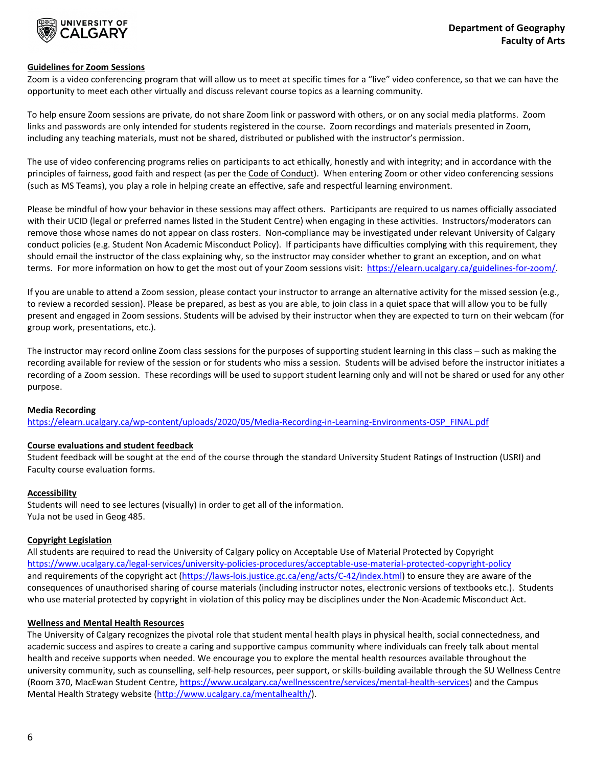**Guidelines for Zoom Sessions**

Zoom is a video conferencing program that will allow us to meet at specific times for a "live" video conference, so that we can have the opportunity to meet each other virtually and discuss relevant course topics as a learning community.

To help ensure Zoom sessions are private, do not share Zoom link or password with others, or on any social media platforms. Zoom links and passwords are only intended for students registered in the course. Zoom recordings and materials presented in Zoom, including any teaching materials, must not be shared, distributed or published with the instructor's permission.

The use of video conferencing programs relies on participants to act ethically, honestly and with integrity; and in accordance with the principles of fairness, good faith and respect (as per the Code of Conduct). When entering Zoom or other video conferencing sessions (such as MS Teams), you play a role in helping create an effective, safe and respectful learning environment.

Please be mindful of how your behavior in these sessions may affect others. Participants are required to us names officially associated with their UCID (legal or preferred names listed in the Student Centre) when engaging in these activities. Instructors/moderators can remove those whose names do not appear on class rosters. Non-compliance may be investigated under relevant University of Calgary conduct policies (e.g. Student Non Academic Misconduct Policy). If participants have difficulties complying with this requirement, they should email the instructor of the class explaining why, so the instructor may consider whether to grant an exception, and on what terms. For more information on how to get the most out of your Zoom sessions visit: https://elearn.ucalgary.ca/guidelines-for-zoom/.

If you are unable to attend a Zoom session, please contact your instructor to arrange an alternative activity for the missed session (e.g., to review a recorded session). Please be prepared, as best as you are able, to join class in a quiet space that will allow you to be fully present and engaged in Zoom sessions. Students will be advised by their instructor when they are expected to turn on their webcam (for group work, presentations, etc.).

The instructor may record online Zoom class sessions for the purposes of supporting student learning in this class – such as making the recording available for review of the session or for students who miss a session. Students will be advised before the instructor initiates a recording of a Zoom session. These recordings will be used to support student learning only and will not be shared or used for any other purpose.

**Media Recording**

https://elearn.ucalgary.ca/wp-content/uploads/2020/05/Media-Recording-in-Learning-Environments-OSP_FINAL.pdf

**Course evaluations and student feedback**

Student feedback will be sought at the end of the course through the standard University Student Ratings of Instruction (USRI) and Faculty course evaluation forms.

**Accessibility**

Students will need to see lectures (visually) in order to get all of the information.
YuJa not be used in Geog 485.

**Copyright Legislation**

All students are required to read the University of Calgary policy on Acceptable Use of Material Protected by Copyright https://www.ucalgary.ca/legal-services/university-policies-procedures/acceptable-use-material-protected-copyright-policy and requirements of the copyright act (https://laws-lois.justice.gc.ca/eng/acts/C-42/index.html) to ensure they are aware of the consequences of unauthorised sharing of course materials (including instructor notes, electronic versions of textbooks etc.). Students who use material protected by copyright in violation of this policy may be disciplines under the Non-Academic Misconduct Act.

**Wellness and Mental Health Resources**

The University of Calgary recognizes the pivotal role that student mental health plays in physical health, social connectedness, and academic success and aspires to create a caring and supportive campus community where individuals can freely talk about mental health and receive supports when needed. We encourage you to explore the mental health resources available throughout the university community, such as counselling, self-help resources, peer support, or skills-building available through the SU Wellness Centre (Room 370, MacEwan Student Centre, https://www.ucalgary.ca/wellnesscentre/services/mental-health-services) and the Campus Mental Health Strategy website (http://www.ucalgary.ca/mentalhealth/).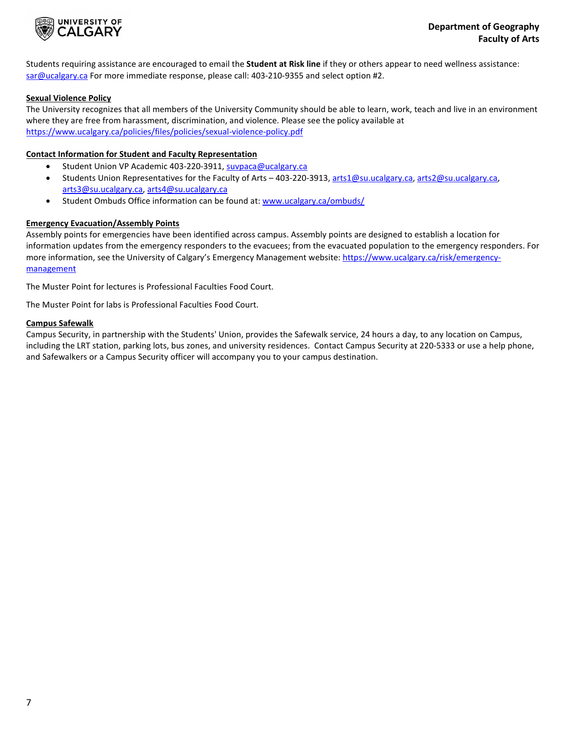Students requiring assistance are encouraged to email the **Student at Risk line** if they or others appear to need wellness assistance: sar@ucalgary.ca For more immediate response, please call: 403-210-9355 and select option #2.

**Sexual Violence Policy**

The University recognizes that all members of the University Community should be able to learn, work, teach and live in an environment where they are free from harassment, discrimination, and violence. Please see the policy available at https://www.ucalgary.ca/policies/files/policies/sexual-violence-policy.pdf

**Contact Information for Student and Faculty Representation**

- Student Union VP Academic 403-220-3911, suvpaca@ucalgary.ca
- Students Union Representatives for the Faculty of Arts – 403-220-3913, arts1@su.ucalgary.ca, arts2@su.ucalgary.ca, arts3@su.ucalgary.ca, arts4@su.ucalgary.ca
- Student Ombuds Office information can be found at: www.ucalgary.ca/ombuds/

**Emergency Evacuation/Assembly Points**

Assembly points for emergencies have been identified across campus. Assembly points are designed to establish a location for information updates from the emergency responders to the evacuees; from the evacuated population to the emergency responders. For more information, see the University of Calgary's Emergency Management website: https://www.ucalgary.ca/risk/emergency-management

The Muster Point for lectures is Professional Faculties Food Court.

The Muster Point for labs is Professional Faculties Food Court.

**Campus Safewalk**

Campus Security, in partnership with the Students' Union, provides the Safewalk service, 24 hours a day, to any location on Campus, including the LRT station, parking lots, bus zones, and university residences. Contact Campus Security at 220-5333 or use a help phone, and Safewalkers or a Campus Security officer will accompany you to your campus destination.